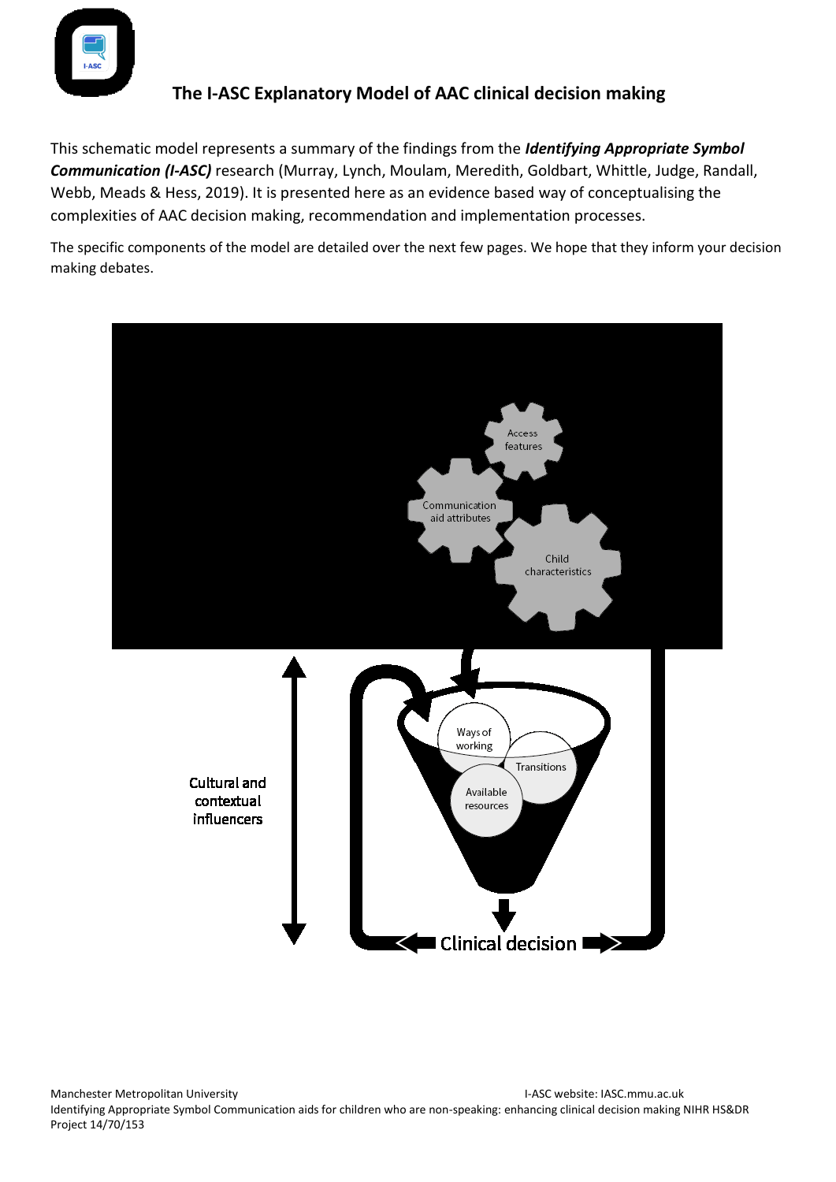# The I-ASC Explanatory Model of AAC clinical decision making

This schematic model represents a summary of the findings from the ***Identifying Appropriate Symbol Communication (I-ASC)*** research (Murray, Lynch, Moulam, Meredith, Goldbart, Whittle, Judge, Randall, Webb, Meads & Hess, 2019). It is presented here as an evidence based way of conceptualising the complexities of AAC decision making, recommendation and implementation processes.

The specific components of the model are detailed over the next few pages. We hope that they inform your decision making debates.

Access features

Communication aid attributes

Child characteristics

Ways of working

Transitions

Available resources

Cultural and contextual influencers

Clinical decision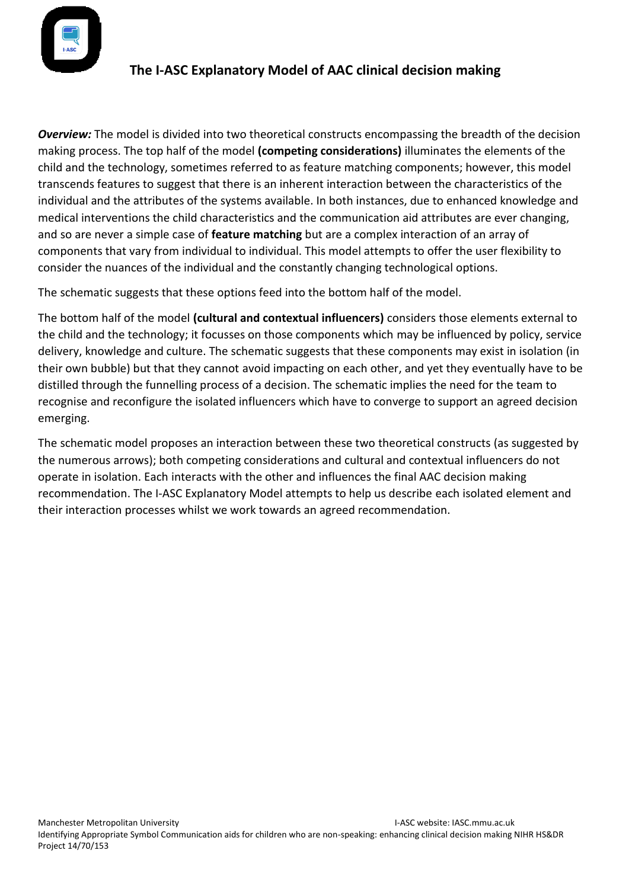# The I-ASC Explanatory Model of AAC clinical decision making

***Overview:*** The model is divided into two theoretical constructs encompassing the breadth of the decision making process. The top half of the model **(competing considerations)** illuminates the elements of the child and the technology, sometimes referred to as feature matching components; however, this model transcends features to suggest that there is an inherent interaction between the characteristics of the individual and the attributes of the systems available. In both instances, due to enhanced knowledge and medical interventions the child characteristics and the communication aid attributes are ever changing, and so are never a simple case of **feature matching** but are a complex interaction of an array of components that vary from individual to individual. This model attempts to offer the user flexibility to consider the nuances of the individual and the constantly changing technological options.

The schematic suggests that these options feed into the bottom half of the model.

The bottom half of the model **(cultural and contextual influencers)** considers those elements external to the child and the technology; it focusses on those components which may be influenced by policy, service delivery, knowledge and culture. The schematic suggests that these components may exist in isolation (in their own bubble) but that they cannot avoid impacting on each other, and yet they eventually have to be distilled through the funnelling process of a decision. The schematic implies the need for the team to recognise and reconfigure the isolated influencers which have to converge to support an agreed decision emerging.

The schematic model proposes an interaction between these two theoretical constructs (as suggested by the numerous arrows); both competing considerations and cultural and contextual influencers do not operate in isolation. Each interacts with the other and influences the final AAC decision making recommendation. The I-ASC Explanatory Model attempts to help us describe each isolated element and their interaction processes whilst we work towards an agreed recommendation.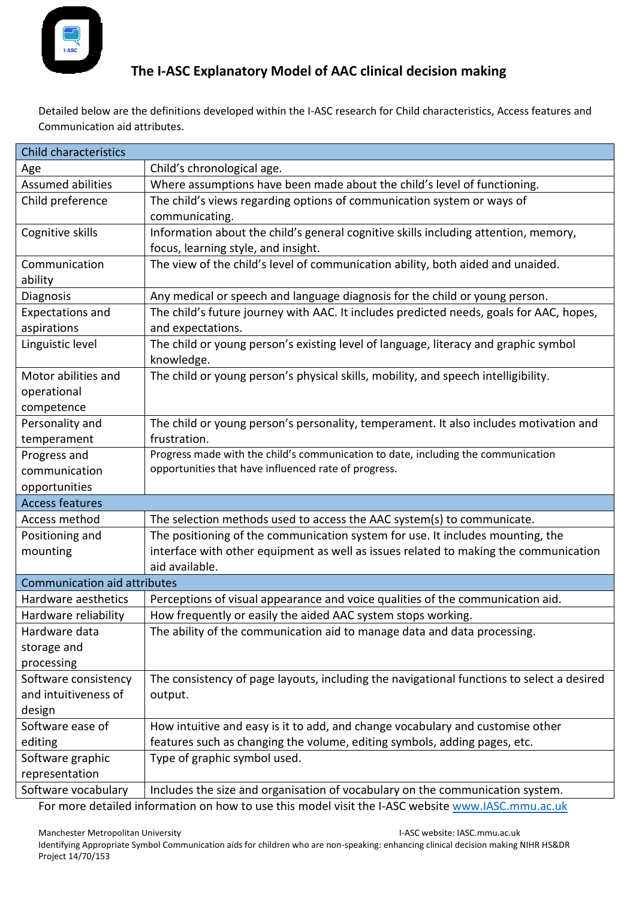# The I-ASC Explanatory Model of AAC clinical decision making

Detailed below are the definitions developed within the I-ASC research for Child characteristics, Access features and Communication aid attributes.

| Child characteristics | |
|---|---|
| Age | Child's chronological age. |
| Assumed abilities | Where assumptions have been made about the child's level of functioning. |
| Child preference | The child's views regarding options of communication system or ways of communicating. |
| Cognitive skills | Information about the child's general cognitive skills including attention, memory, focus, learning style, and insight. |
| Communication ability | The view of the child's level of communication ability, both aided and unaided. |
| Diagnosis | Any medical or speech and language diagnosis for the child or young person. |
| Expectations and aspirations | The child's future journey with AAC. It includes predicted needs, goals for AAC, hopes, and expectations. |
| Linguistic level | The child or young person's existing level of language, literacy and graphic symbol knowledge. |
| Motor abilities and operational competence | The child or young person's physical skills, mobility, and speech intelligibility. |
| Personality and temperament | The child or young person's personality, temperament. It also includes motivation and frustration. |
| Progress and communication opportunities | Progress made with the child's communication to date, including the communication opportunities that have influenced rate of progress. |
| **Access features** | |
| Access method | The selection methods used to access the AAC system(s) to communicate. |
| Positioning and mounting | The positioning of the communication system for use. It includes mounting, the interface with other equipment as well as issues related to making the communication aid available. |
| **Communication aid attributes** | |
| Hardware aesthetics | Perceptions of visual appearance and voice qualities of the communication aid. |
| Hardware reliability | How frequently or easily the aided AAC system stops working. |
| Hardware data storage and processing | The ability of the communication aid to manage data and data processing. |
| Software consistency and intuitiveness of design | The consistency of page layouts, including the navigational functions to select a desired output. |
| Software ease of editing | How intuitive and easy is it to add, and change vocabulary and customise other features such as changing the volume, editing symbols, adding pages, etc. |
| Software graphic representation | Type of graphic symbol used. |
| Software vocabulary | Includes the size and organisation of vocabulary on the communication system. |

For more detailed information on how to use this model visit the I-ASC website [www.IASC.mmu.ac.uk](http://www.IASC.mmu.ac.uk)

Manchester Metropolitan University — I-ASC website: IASC.mmu.ac.uk

Identifying Appropriate Symbol Communication aids for children who are non-speaking: enhancing clinical decision making NIHR HS&DR Project 14/70/153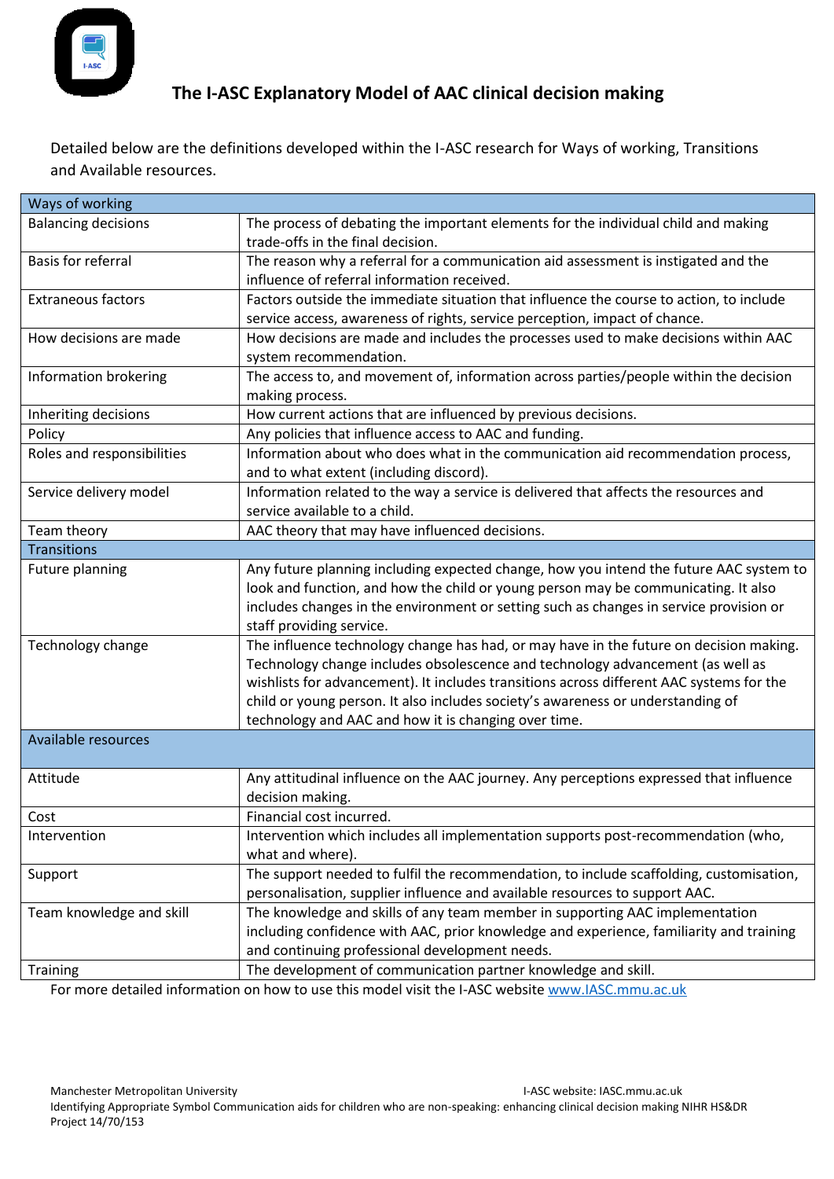# The I-ASC Explanatory Model of AAC clinical decision making

Detailed below are the definitions developed within the I-ASC research for Ways of working, Transitions and Available resources.

| | |
|---|---|
| Ways of working | |
| Balancing decisions | The process of debating the important elements for the individual child and making trade-offs in the final decision. |
| Basis for referral | The reason why a referral for a communication aid assessment is instigated and the influence of referral information received. |
| Extraneous factors | Factors outside the immediate situation that influence the course to action, to include service access, awareness of rights, service perception, impact of chance. |
| How decisions are made | How decisions are made and includes the processes used to make decisions within AAC system recommendation. |
| Information brokering | The access to, and movement of, information across parties/people within the decision making process. |
| Inheriting decisions | How current actions that are influenced by previous decisions. |
| Policy | Any policies that influence access to AAC and funding. |
| Roles and responsibilities | Information about who does what in the communication aid recommendation process, and to what extent (including discord). |
| Service delivery model | Information related to the way a service is delivered that affects the resources and service available to a child. |
| Team theory | AAC theory that may have influenced decisions. |
| Transitions | |
| Future planning | Any future planning including expected change, how you intend the future AAC system to look and function, and how the child or young person may be communicating. It also includes changes in the environment or setting such as changes in service provision or staff providing service. |
| Technology change | The influence technology change has had, or may have in the future on decision making. Technology change includes obsolescence and technology advancement (as well as wishlists for advancement). It includes transitions across different AAC systems for the child or young person. It also includes society's awareness or understanding of technology and AAC and how it is changing over time. |
| Available resources | |
| Attitude | Any attitudinal influence on the AAC journey. Any perceptions expressed that influence decision making. |
| Cost | Financial cost incurred. |
| Intervention | Intervention which includes all implementation supports post-recommendation (who, what and where). |
| Support | The support needed to fulfil the recommendation, to include scaffolding, customisation, personalisation, supplier influence and available resources to support AAC. |
| Team knowledge and skill | The knowledge and skills of any team member in supporting AAC implementation including confidence with AAC, prior knowledge and experience, familiarity and training and continuing professional development needs. |
| Training | The development of communication partner knowledge and skill. |

For more detailed information on how to use this model visit the I-ASC website [www.IASC.mmu.ac.uk](http://www.IASC.mmu.ac.uk)